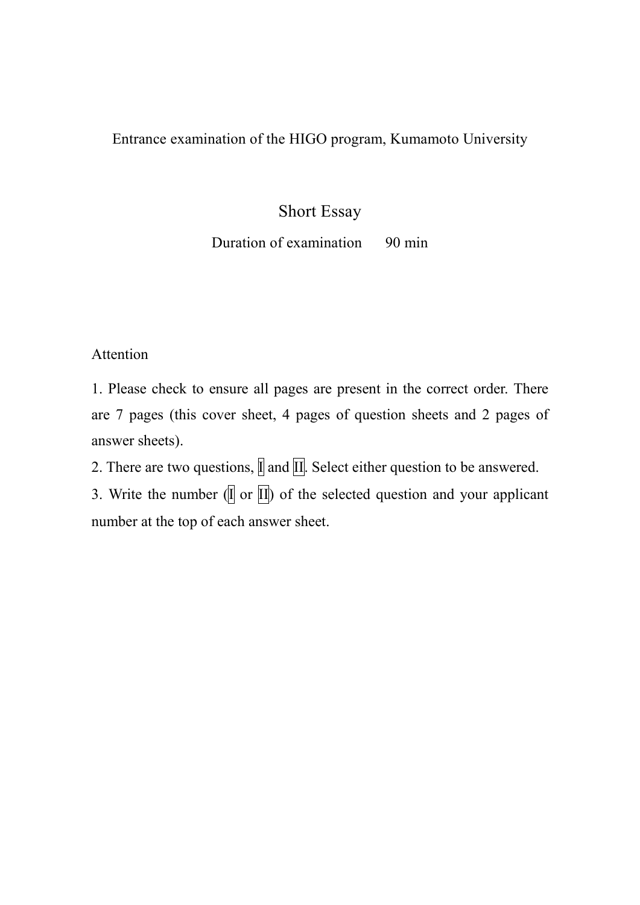Entrance examination of the HIGO program, Kumamoto University

# Short Essay

Duration of examination 90 min

Attention

1. Please check to ensure all pages are present in the correct order. There are 7 pages (this cover sheet, 4 pages of question sheets and 2 pages of answer sheets).
2. There are two questions, I and II. Select either question to be answered.
3. Write the number (I or II) of the selected question and your applicant number at the top of each answer sheet.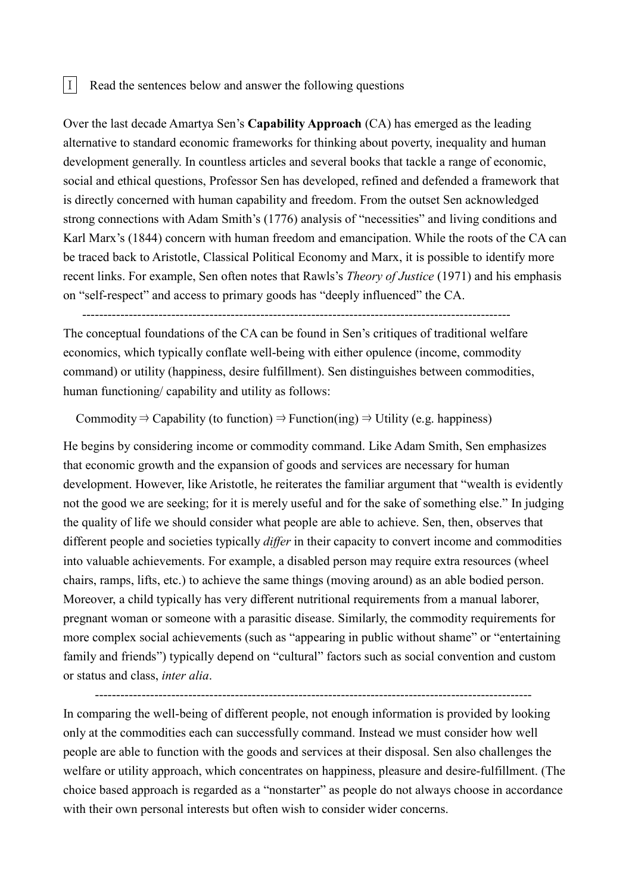Ⅰ Read the sentences below and answer the following questions

Over the last decade Amartya Sen's **Capability Approach** (CA) has emerged as the leading alternative to standard economic frameworks for thinking about poverty, inequality and human development generally. In countless articles and several books that tackle a range of economic, social and ethical questions, Professor Sen has developed, refined and defended a framework that is directly concerned with human capability and freedom. From the outset Sen acknowledged strong connections with Adam Smith's (1776) analysis of "necessities" and living conditions and Karl Marx's (1844) concern with human freedom and emancipation. While the roots of the CA can be traced back to Aristotle, Classical Political Economy and Marx, it is possible to identify more recent links. For example, Sen often notes that Rawls's *Theory of Justice* (1971) and his emphasis on "self-respect" and access to primary goods has "deeply influenced" the CA.

---

The conceptual foundations of the CA can be found in Sen's critiques of traditional welfare economics, which typically conflate well-being with either opulence (income, commodity command) or utility (happiness, desire fulfillment). Sen distinguishes between commodities, human functioning/ capability and utility as follows:

Commodity ⇒ Capability (to function) ⇒ Function(ing) ⇒ Utility (e.g. happiness)

He begins by considering income or commodity command. Like Adam Smith, Sen emphasizes that economic growth and the expansion of goods and services are necessary for human development. However, like Aristotle, he reiterates the familiar argument that "wealth is evidently not the good we are seeking; for it is merely useful and for the sake of something else." In judging the quality of life we should consider what people are able to achieve. Sen, then, observes that different people and societies typically *differ* in their capacity to convert income and commodities into valuable achievements. For example, a disabled person may require extra resources (wheel chairs, ramps, lifts, etc.) to achieve the same things (moving around) as an able bodied person. Moreover, a child typically has very different nutritional requirements from a manual laborer, pregnant woman or someone with a parasitic disease. Similarly, the commodity requirements for more complex social achievements (such as "appearing in public without shame" or "entertaining family and friends") typically depend on "cultural" factors such as social convention and custom or status and class, *inter alia*.

---

In comparing the well-being of different people, not enough information is provided by looking only at the commodities each can successfully command. Instead we must consider how well people are able to function with the goods and services at their disposal. Sen also challenges the welfare or utility approach, which concentrates on happiness, pleasure and desire-fulfillment. (The choice based approach is regarded as a "nonstarter" as people do not always choose in accordance with their own personal interests but often wish to consider wider concerns.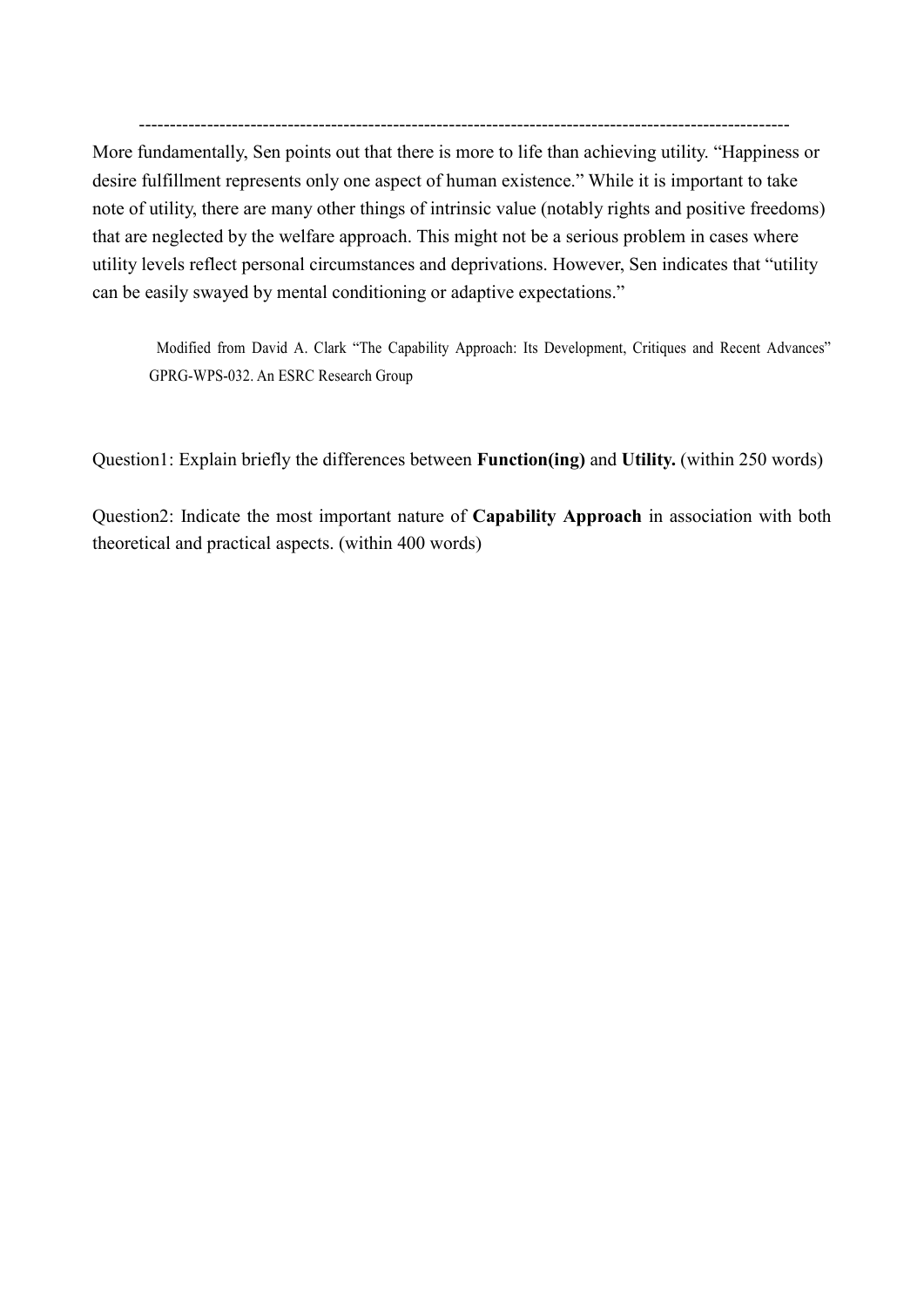---

More fundamentally, Sen points out that there is more to life than achieving utility. "Happiness or desire fulfillment represents only one aspect of human existence." While it is important to take note of utility, there are many other things of intrinsic value (notably rights and positive freedoms) that are neglected by the welfare approach. This might not be a serious problem in cases where utility levels reflect personal circumstances and deprivations. However, Sen indicates that "utility can be easily swayed by mental conditioning or adaptive expectations."

Modified from David A. Clark "The Capability Approach: Its Development, Critiques and Recent Advances" GPRG-WPS-032. An ESRC Research Group

Question1: Explain briefly the differences between **Function(ing)** and **Utility.** (within 250 words)

Question2: Indicate the most important nature of **Capability Approach** in association with both theoretical and practical aspects. (within 400 words)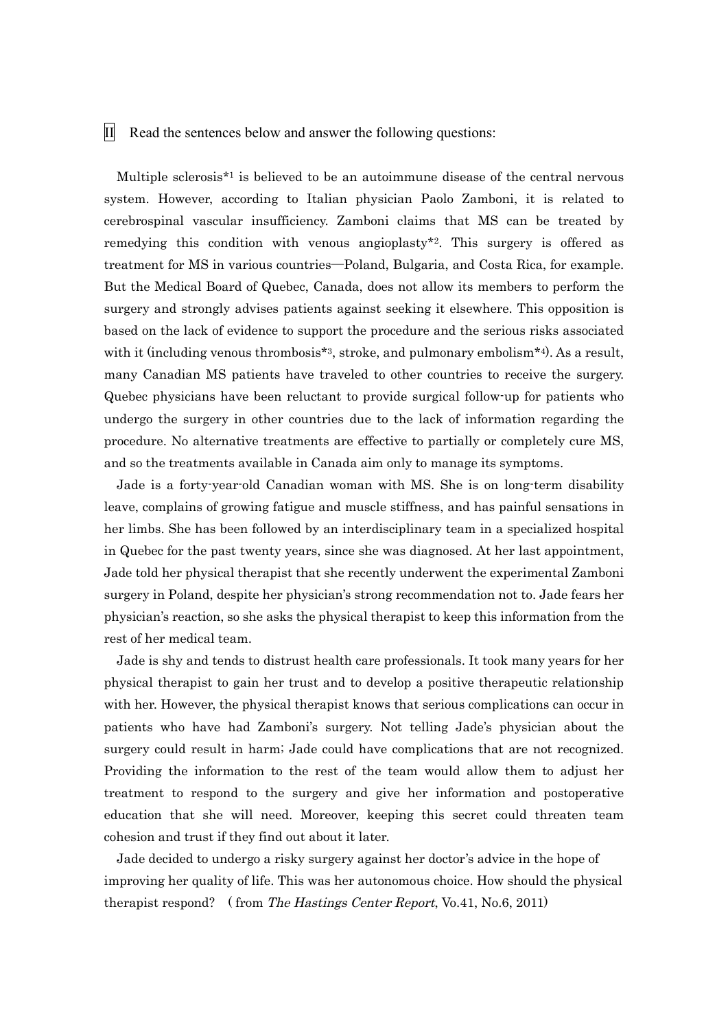II Read the sentences below and answer the following questions:

Multiple sclerosis*1 is believed to be an autoimmune disease of the central nervous system. However, according to Italian physician Paolo Zamboni, it is related to cerebrospinal vascular insufficiency. Zamboni claims that MS can be treated by remedying this condition with venous angioplasty*2. This surgery is offered as treatment for MS in various countries—Poland, Bulgaria, and Costa Rica, for example. But the Medical Board of Quebec, Canada, does not allow its members to perform the surgery and strongly advises patients against seeking it elsewhere. This opposition is based on the lack of evidence to support the procedure and the serious risks associated with it (including venous thrombosis*3, stroke, and pulmonary embolism*4). As a result, many Canadian MS patients have traveled to other countries to receive the surgery. Quebec physicians have been reluctant to provide surgical follow-up for patients who undergo the surgery in other countries due to the lack of information regarding the procedure. No alternative treatments are effective to partially or completely cure MS, and so the treatments available in Canada aim only to manage its symptoms.

Jade is a forty-year-old Canadian woman with MS. She is on long-term disability leave, complains of growing fatigue and muscle stiffness, and has painful sensations in her limbs. She has been followed by an interdisciplinary team in a specialized hospital in Quebec for the past twenty years, since she was diagnosed. At her last appointment, Jade told her physical therapist that she recently underwent the experimental Zamboni surgery in Poland, despite her physician's strong recommendation not to. Jade fears her physician's reaction, so she asks the physical therapist to keep this information from the rest of her medical team.

Jade is shy and tends to distrust health care professionals. It took many years for her physical therapist to gain her trust and to develop a positive therapeutic relationship with her. However, the physical therapist knows that serious complications can occur in patients who have had Zamboni's surgery. Not telling Jade's physician about the surgery could result in harm; Jade could have complications that are not recognized. Providing the information to the rest of the team would allow them to adjust her treatment to respond to the surgery and give her information and postoperative education that she will need. Moreover, keeping this secret could threaten team cohesion and trust if they find out about it later.

Jade decided to undergo a risky surgery against her doctor's advice in the hope of improving her quality of life. This was her autonomous choice. How should the physical therapist respond? (from *The Hastings Center Report*, Vo.41, No.6, 2011)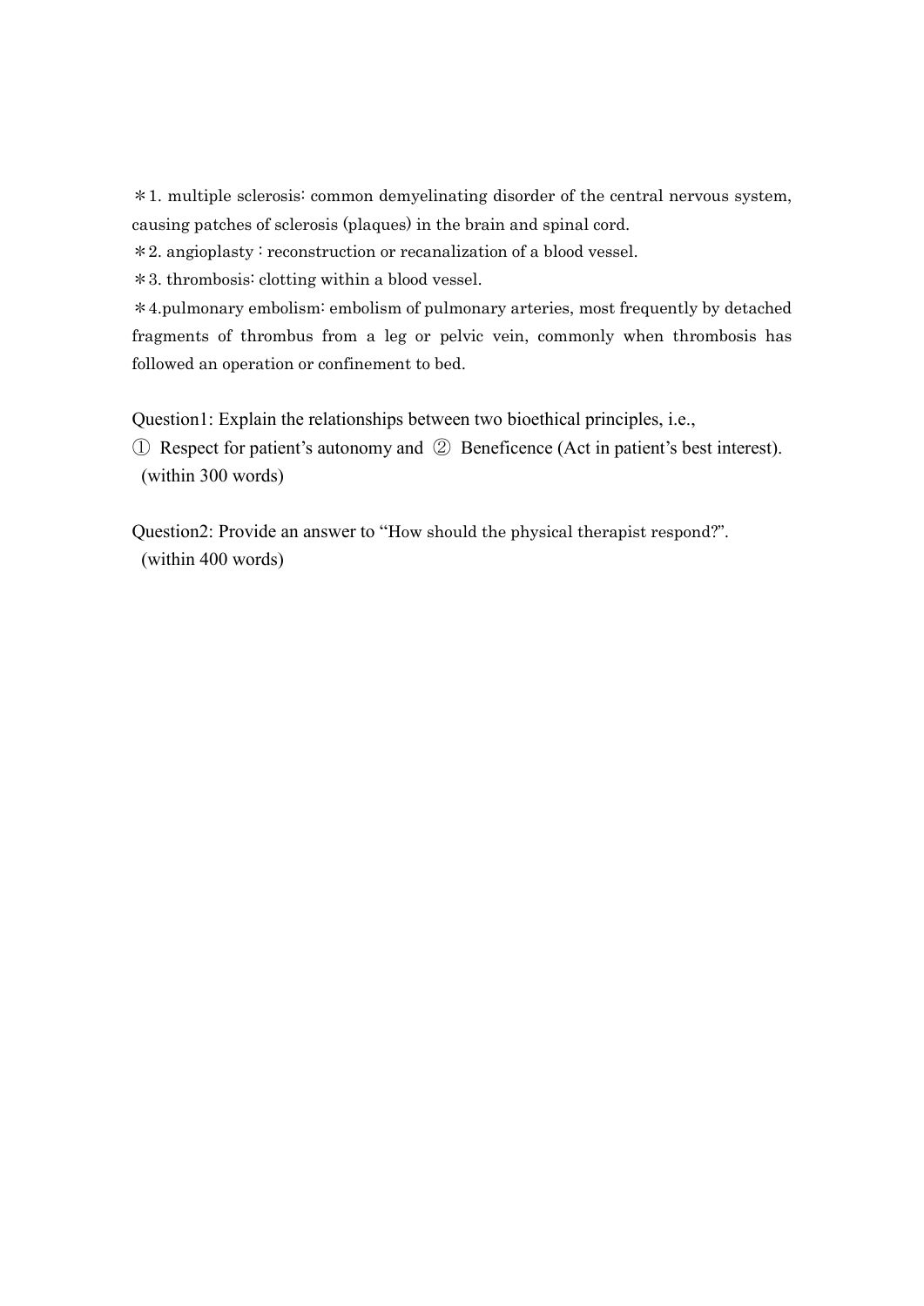＊1. multiple sclerosis: common demyelinating disorder of the central nervous system, causing patches of sclerosis (plaques) in the brain and spinal cord.

＊2. angioplasty : reconstruction or recanalization of a blood vessel.

＊3. thrombosis: clotting within a blood vessel.

＊4.pulmonary embolism: embolism of pulmonary arteries, most frequently by detached fragments of thrombus from a leg or pelvic vein, commonly when thrombosis has followed an operation or confinement to bed.

Question1: Explain the relationships between two bioethical principles, i.e.,
① Respect for patient's autonomy and ② Beneficence (Act in patient's best interest).
(within 300 words)

Question2: Provide an answer to "How should the physical therapist respond?".
(within 400 words)